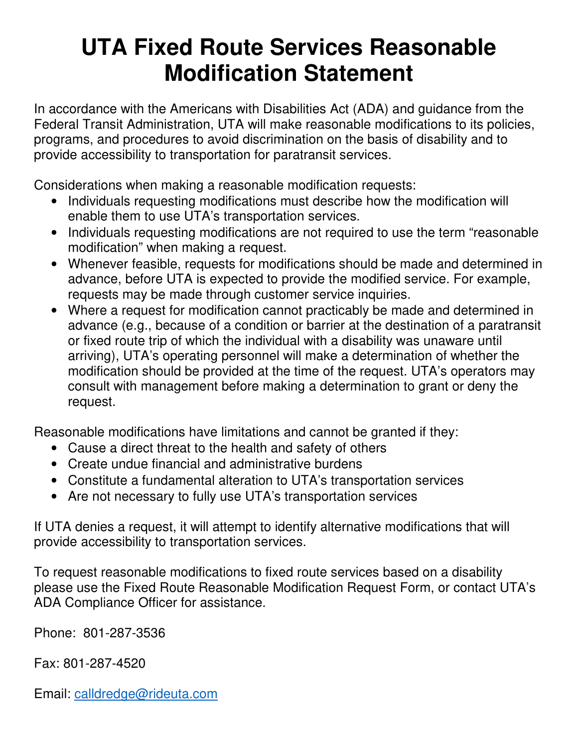# UTA Fixed Route Services Reasonable Modification Statement

In accordance with the Americans with Disabilities Act (ADA) and guidance from the Federal Transit Administration, UTA will make reasonable modifications to its policies, programs, and procedures to avoid discrimination on the basis of disability and to provide accessibility to transportation for paratransit services.

Considerations when making a reasonable modification requests:

- Individuals requesting modifications must describe how the modification will enable them to use UTA's transportation services.
- Individuals requesting modifications are not required to use the term "reasonable modification" when making a request.
- Whenever feasible, requests for modifications should be made and determined in advance, before UTA is expected to provide the modified service. For example, requests may be made through customer service inquiries.
- Where a request for modification cannot practicably be made and determined in advance (e.g., because of a condition or barrier at the destination of a paratransit or fixed route trip of which the individual with a disability was unaware until arriving), UTA's operating personnel will make a determination of whether the modification should be provided at the time of the request. UTA's operators may consult with management before making a determination to grant or deny the request.

Reasonable modifications have limitations and cannot be granted if they:

- Cause a direct threat to the health and safety of others
- Create undue financial and administrative burdens
- Constitute a fundamental alteration to UTA's transportation services
- Are not necessary to fully use UTA's transportation services

If UTA denies a request, it will attempt to identify alternative modifications that will provide accessibility to transportation services.

To request reasonable modifications to fixed route services based on a disability please use the Fixed Route Reasonable Modification Request Form, or contact UTA's ADA Compliance Officer for assistance.

Phone: 801-287-3536

Fax: 801-287-4520

Email: calldredge@rideuta.com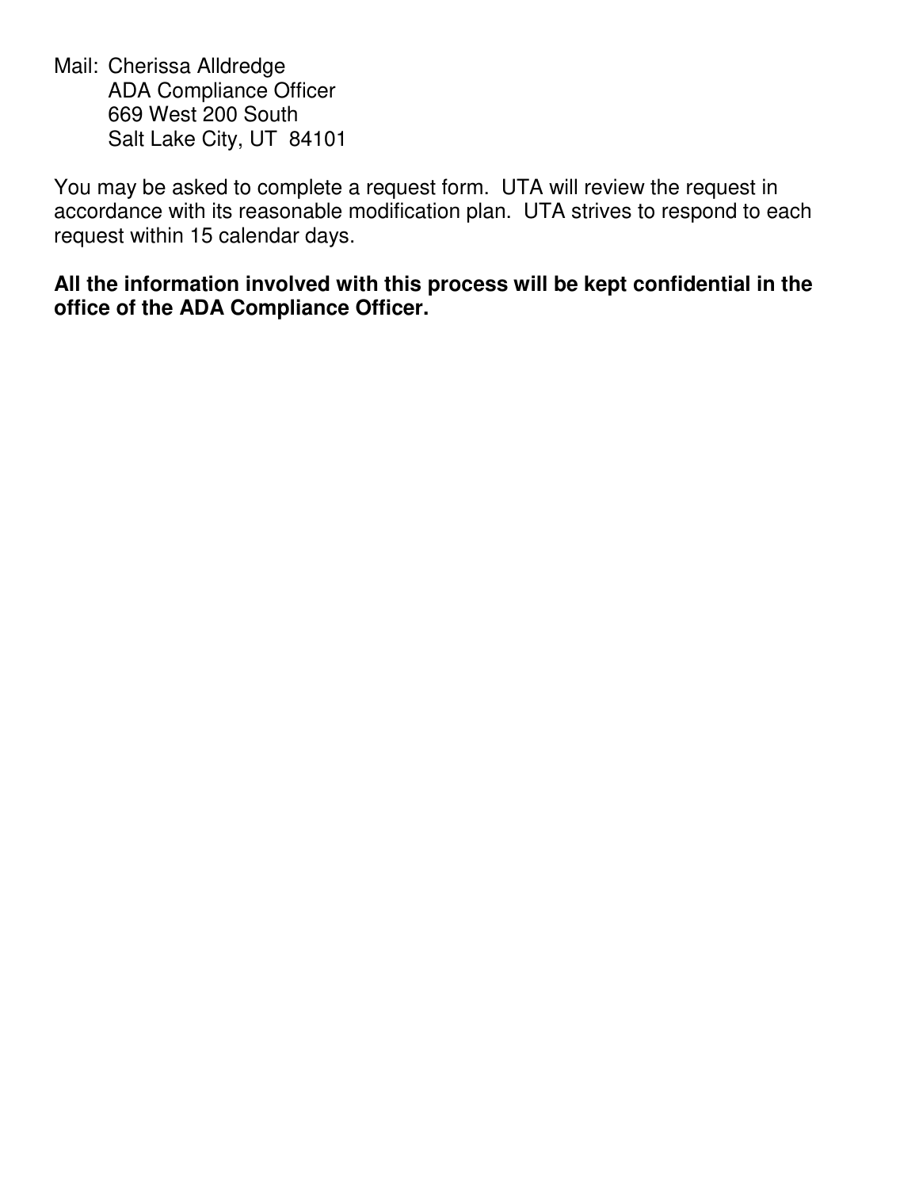Mail: Cherissa Alldredge
ADA Compliance Officer
669 West 200 South
Salt Lake City, UT 84101

You may be asked to complete a request form. UTA will review the request in accordance with its reasonable modification plan. UTA strives to respond to each request within 15 calendar days.

**All the information involved with this process will be kept confidential in the office of the ADA Compliance Officer.**